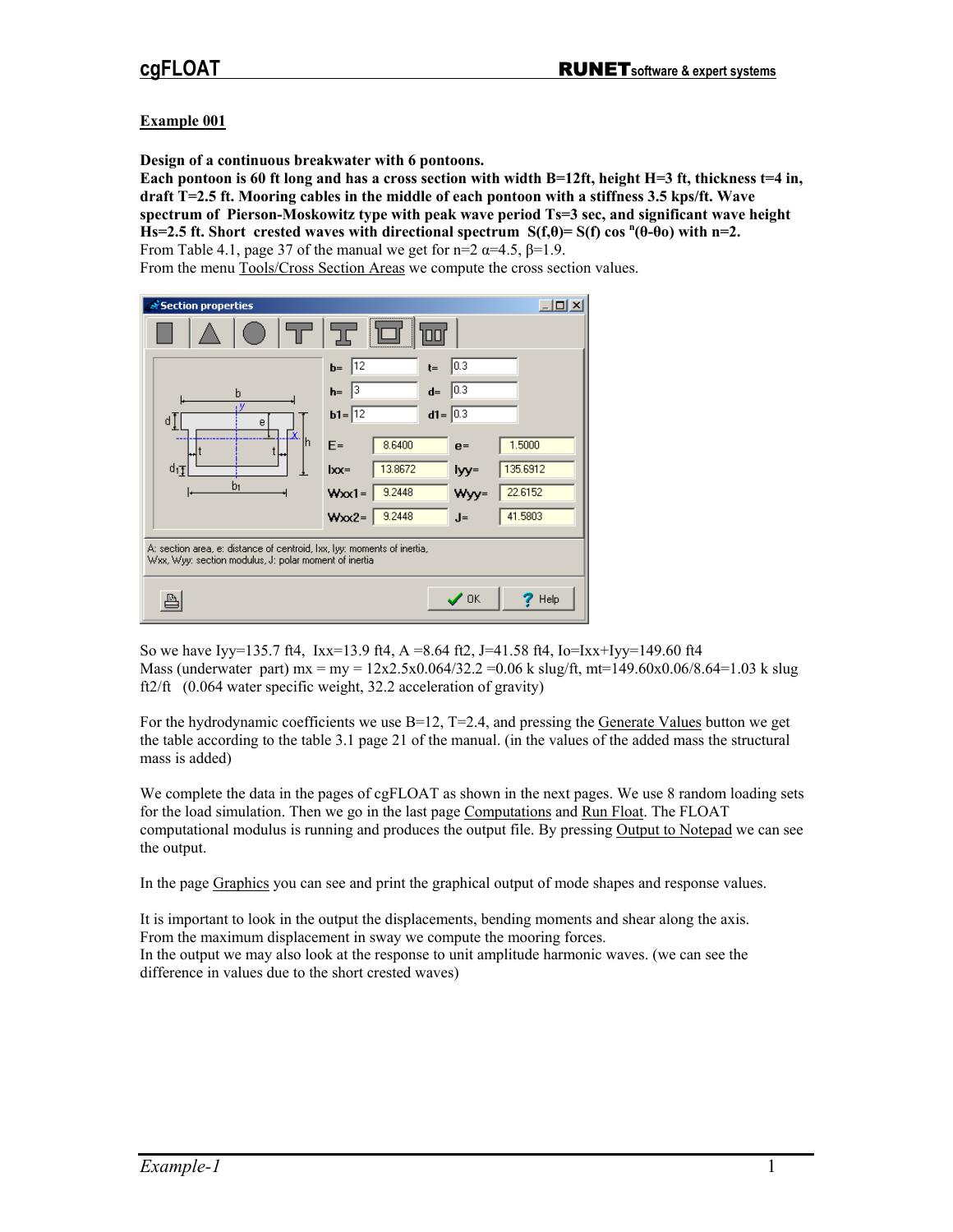## Example 001

**Design of a continuous breakwater with 6 pontoons.**
**Each pontoon is 60 ft long and has a cross section with width B=12ft, height H=3 ft, thickness t=4 in, draft T=2.5 ft. Mooring cables in the middle of each pontoon with a stiffness 3.5 kps/ft. Wave spectrum of Pierson-Moskowitz type with peak wave period Ts=3 sec, and significant wave height Hs=2.5 ft. Short crested waves with directional spectrum $S(f,\theta)= S(f) \cos^n(\theta-\theta o)$ with n=2.**

From Table 4.1, page 37 of the manual we get for n=2 α=4.5, β=1.9.
From the menu Tools/Cross Section Areas we compute the cross section values.

Section properties

| | | | |
|---|---|---|---|
| b= 12 | t= 0.3 | | |
| h= 3 | d= 0.3 | | |
| b1= 12 | d1= 0.3 | | |
| E= | 8.6400 | e= | 1.5000 |
| Ixx= | 13.8672 | Iyy= | 135.6912 |
| Wxx1= | 9.2448 | Wyy= | 22.6152 |
| Wxx2= | 9.2448 | J= | 41.5803 |

A: section area, e: distance of centroid, Ixx, Iyy: moments of inertia, Wxx, Wyy: section modulus, J: polar moment of inertia

So we have Iyy=135.7 ft4, Ixx=13.9 ft4, A =8.64 ft2, J=41.58 ft4, Io=Ixx+Iyy=149.60 ft4
Mass (underwater part) mx = my = 12x2.5x0.064/32.2 =0.06 k slug/ft, mt=149.60x0.06/8.64=1.03 k slug ft2/ft (0.064 water specific weight, 32.2 acceleration of gravity)

For the hydrodynamic coefficients we use B=12, T=2.4, and pressing the Generate Values button we get the table according to the table 3.1 page 21 of the manual. (in the values of the added mass the structural mass is added)

We complete the data in the pages of cgFLOAT as shown in the next pages. We use 8 random loading sets for the load simulation. Then we go in the last page Computations and Run Float. The FLOAT computational modulus is running and produces the output file. By pressing Output to Notepad we can see the output.

In the page Graphics you can see and print the graphical output of mode shapes and response values.

It is important to look in the output the displacements, bending moments and shear along the axis.
From the maximum displacement in sway we compute the mooring forces.
In the output we may also look at the response to unit amplitude harmonic waves. (we can see the difference in values due to the short crested waves)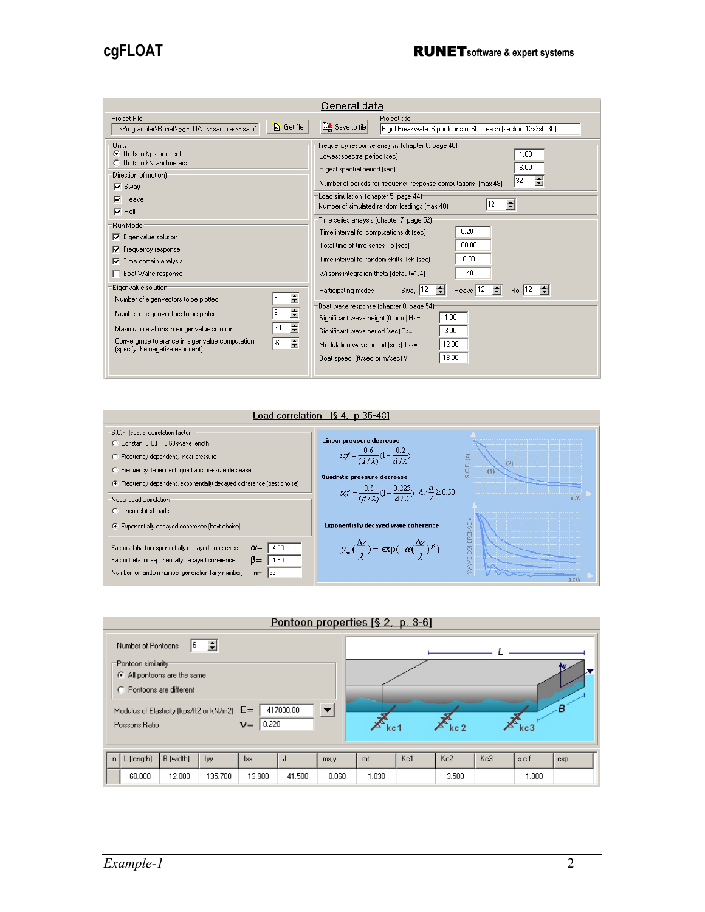## General data

Project File: C:\Programfiler\Runet\cgFLOAT\Examples\Exam1 — Get file — Save to file

Project title: Rigid Breakwater 6 pontoons of 60 ft each (section 12x3x0.30)

**Units**
- (•) Units in Kps and feet
- ( ) Units in kN and meters

**Direction of motion**
- [x] Sway
- [x] Heave
- [x] Roll

**Run Mode**
- [x] Eigenvalue solution
- [x] Frequency response
- [x] Time domain analysis
- [ ] Boat Wake response

**Eigenvalue solution**

| | |
|---|---|
| Number of eigenvectors to be plotted | 8 |
| Number of eigenvectors to be pinted | 8 |
| Maximum iterations in eingenvalue solution | 30 |
| Convergence tolerance in eigenvalue computation (specify the negative exponent) | -6 |

**Frequency response analysis (chapter 6, page 48)**

| | |
|---|---|
| Lowest spectral period (sec) | 1.00 |
| Higest spectral period (sec) | 6.00 |
| Number of periods for frequency response computations (max 48) | 32 |

**Load simulation (chapter 5, page 44)**

| | |
|---|---|
| Number of simulated random loadings (max 48) | 12 |

**Time series analysis (chapter 7, page 52)**

| | |
|---|---|
| Time interval for computations dt (sec) | 0.20 |
| Total time of time series To (sec) | 100.00 |
| Time interval for random shifts Tsh (sec) | 10.00 |
| Wilsons integration theta (default=1.4) | 1.40 |

Participating modes: Sway 12, Heave 12, Roll 12

**Boat wake response (chapter 8, page 54)**

| | |
|---|---|
| Significant wave height (ft or m) Hs= | 1.00 |
| Significant wave period (sec) Ts= | 3.00 |
| Modulation wave period (sec) Tss= | 12.00 |
| Boat speed (ft/sec or m/sec) V= | 16.00 |

## Load correlation [§ 4, p 35-43]

**S.C.F. (spatial correlation factor)**
- ( ) Constant S.C.F. (0.60xwave length)
- ( ) Frequency dependent, linear pressure
- ( ) Frequensy dependent, quadratic pressure decrease
- (•) Frequency dependent, exponentially decayed coherence (best choise)

**Nodal Load Correlation**
- ( ) Uncorrelated loads
- (•) Exponentially decayed coherence (best choise)

| | | |
|---|---|---|
| Factor alpha for exponentially decayed coherence | $\alpha=$ | 4.50 |
| Factor beta for exponentially decayed coherence | $\beta=$ | 1.90 |
| Number for random number generation (any number) | n= | 23 |

**Linear pressure decrease**

$$scf = \frac{0.6}{(d/\lambda)}\left(1-\frac{0.2}{d/\lambda}\right)$$

**Quadratic pressure decrease**

$$scf = \frac{0.8}{(d/\lambda)}\left(1-\frac{0.225}{d/\lambda}\right),\ for\ \frac{d}{\lambda}\geq 0.50$$

**Exponentially decayed wave coherence**

$$\gamma_w\left(\frac{\Delta z}{\lambda}\right) = \exp\left(-\alpha\left(\frac{\Delta z}{\lambda}\right)^{\beta}\right)$$

## Pontoon properties [§ 2, p. 3-6]

Number of Pontoons: 6

**Pontoon similarity**
- (•) All pontoons are the same
- ( ) Pontoons are different

| | | |
|---|---|---|
| Modulus of Elasticity (kps/ft2 or kN/m2) | E= | 417000.00 |
| Poissons Ratio | v= | 0.220 |

| n | L (length) | B (width) | Iyy | Ixx | J | mx,y | mt | Kc1 | Kc2 | Kc3 | s.c.f | exp |
|---|---|---|---|---|---|---|---|---|---|---|---|---|
| | 60.000 | 12.000 | 135.700 | 13.900 | 41.500 | 0.060 | 1.030 | | 3.500 | | 1.000 | |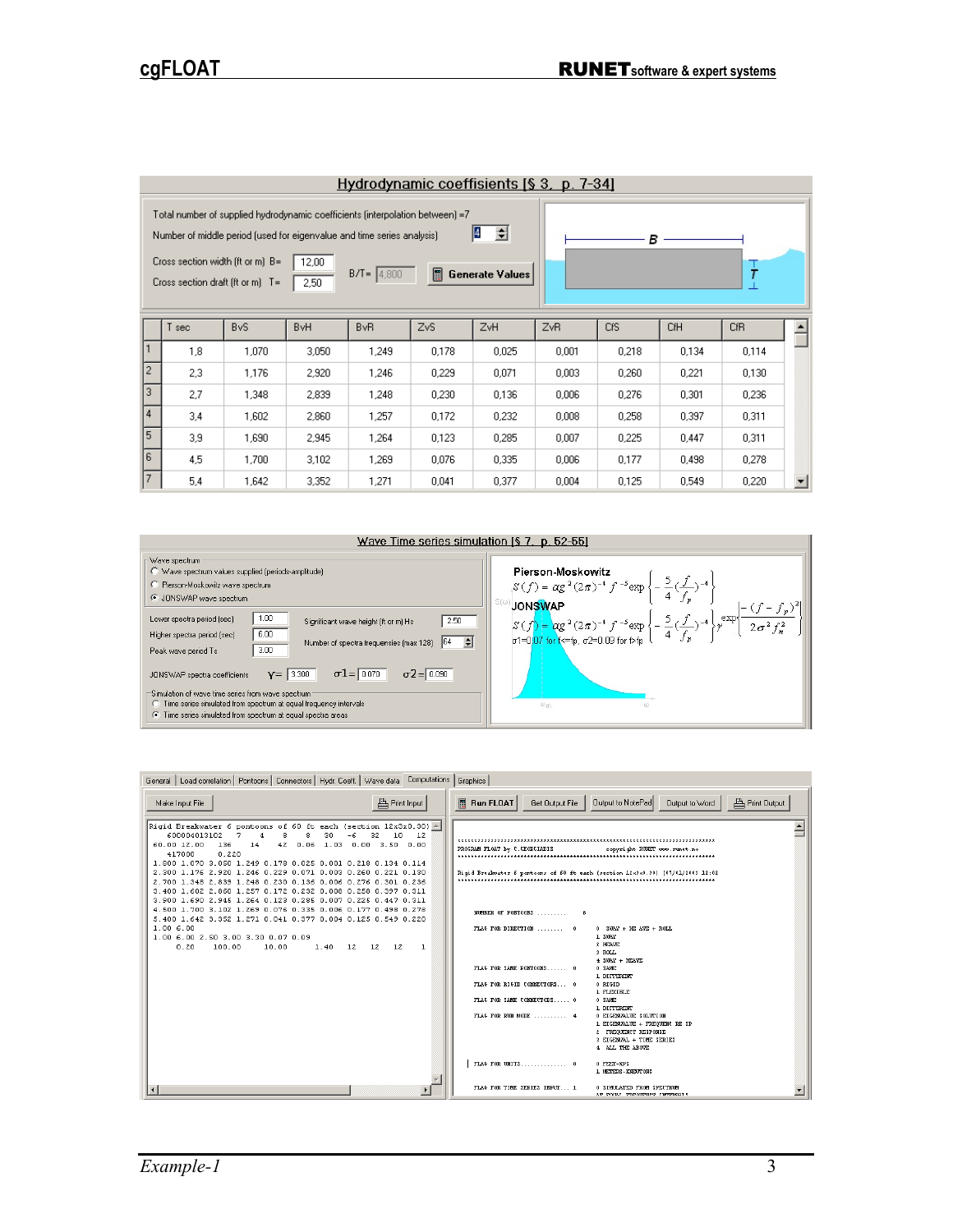## Hydrodynamic coeffisients [§ 3, p. 7-34]

Total number of supplied hydrodynamic coefficients (interpolation between) =7

Number of middle period (used for eigenvalue and time series analysis) 4

Cross section width (ft or m) B= 12,00

Cross section draft (ft or m) T= 2,50

B/T= 4,800

Generate Values

| | T sec | BvS | BvH | BvR | ZvS | ZvH | ZvR | CfS | CfH | CfR |
|---|---|---|---|---|---|---|---|---|---|---|
| 1 | 1,8 | 1,070 | 3,050 | 1,249 | 0,178 | 0,025 | 0,001 | 0,218 | 0,134 | 0,114 |
| 2 | 2,3 | 1,176 | 2,920 | 1,246 | 0,229 | 0,071 | 0,003 | 0,260 | 0,221 | 0,130 |
| 3 | 2,7 | 1,348 | 2,839 | 1,248 | 0,230 | 0,136 | 0,006 | 0,276 | 0,301 | 0,236 |
| 4 | 3,4 | 1,602 | 2,860 | 1,257 | 0,172 | 0,232 | 0,008 | 0,258 | 0,397 | 0,311 |
| 5 | 3,9 | 1,690 | 2,945 | 1,264 | 0,123 | 0,285 | 0,007 | 0,225 | 0,447 | 0,311 |
| 6 | 4,5 | 1,700 | 3,102 | 1,269 | 0,076 | 0,335 | 0,006 | 0,177 | 0,498 | 0,278 |
| 7 | 5,4 | 1,642 | 3,352 | 1,271 | 0,041 | 0,377 | 0,004 | 0,125 | 0,549 | 0,220 |

## Wave Time series simulation [§ 7, p. 52-55]

Wave spectrum
- Wave spectrum values supplied (periods-amplitude)
- Pierson-Moskowitz wave spectrum
- JONSWAP wave spectrum

Lower spectra period (sec) 1.00

Higher spectra period (sec) 6.00

Peak wave period Ts 3.00

Significant wave height (ft or m) Hs 2.50

Number of spectra frequencies (max 128) 64

JONSWAP spectra coefficients $\gamma=$ 3.300 $\sigma 1=$ 0.070 $\sigma 2=$ 0.090

Simulation of wave time series from wave spectrum
- Time series simulated from spectrum at equal frequency intervals
- Time series simulated from spectrum at equal spectra areas

**Pierson-Moskowitz**

$$S(f) = \alpha g^2 (2\pi)^{-4} f^{-5} \exp\left\{-\frac{5}{4}\left(\frac{f}{f_p}\right)^{-4}\right\}$$

**JONSWAP**

$$S(f) = \alpha g^2 (2\pi)^{-4} f^{-5} \exp\left\{-\frac{5}{4}\left(\frac{f}{f_p}\right)^{-4}\right\} \gamma^{\exp\left[\frac{-(f-f_p)^2}{2\sigma^2 f_p^2}\right]}$$

σ1=0.07 for f<=fp, σ2=0.09 for f>fp

General | Load correlation | Pontoons | Connectors | Hydr. Coeff. | Wave data | Computations | Graphics

Make Input File | Print Input | Run FLOAT | Get Output File | Output to NotePad | Output to Word | Print Output

```
Rigid Breakwater 6 pontoons of 60 ft each (section 12x3x0.30)
    600004013102    7    4    8    8   30   -6   32   10   12
 60.00 12.00    136    14   42  0.06  1.03  0.00  3.50  0.00
   417000      0.220
1.800 1.070 3.050 1.249 0.178 0.025 0.001 0.218 0.134 0.114
2.300 1.176 2.920 1.246 0.229 0.071 0.003 0.260 0.221 0.130
2.700 1.348 2.839 1.248 0.230 0.136 0.006 0.276 0.301 0.236
3.400 1.602 2.860 1.257 0.172 0.232 0.008 0.258 0.397 0.311
3.900 1.690 2.945 1.264 0.123 0.285 0.007 0.225 0.447 0.311
4.500 1.700 3.102 1.269 0.076 0.335 0.006 0.177 0.498 0.278
5.400 1.642 3.352 1.271 0.041 0.377 0.004 0.125 0.549 0.220
1.00 6.00
1.00 6.00 2.50 3.00 3.30 0.07 0.09
   0.20    100.00     10.00      1.40   12   12   12    1
```

```
*************************************************************************
PROGRAM FLOAT by C.GEORGIADIS              copyright RUNET www.runet.no
*************************************************************************
Rigid Breakwater 6 pontoons of 60 ft each (section 12x3x0.30)  [05/01/2001 18:02
*************************************************************************

   NUMBER OF PONTOONS ..........    6

   FLAG FOR DIRECTION ........    0       0  SWAY + HE AVE + ROLL
                                          1  SWAY
                                          2  HEAVE
                                          3  ROLL
                                          4  SWAY + HEAVE
   FLAG FOR SAME PONTOONS......   0       0  SAME
                                          1  DIFFERENT
   FLAG FOR RIGID CONNECTORS...   0       0  RIGID
                                          1  FLEXIBLE
   FLAG FOR SAME CONNECTORS....   0       0  SAME
                                          1  DIFFERENT
   FLAG FOR RUN MODE ..........   4       0  EIGENVALUE SOLUTION
                                          1  EIGENVALUE + FREQUENCY RE SP
                                          2  FREQUENCY RESPONSE
                                          3  EIGENVAL + TIME SERIES
                                          4  ALL THE ABOVE

   FLAG FOR UNITS..............   0       0  FEET-KPS
                                          1  METERS-KNEWTONS

   FLAG FOR TIME SERIES INPUT... 1        0  SIMULATED FROM SPECTRUM
```

*Example-1*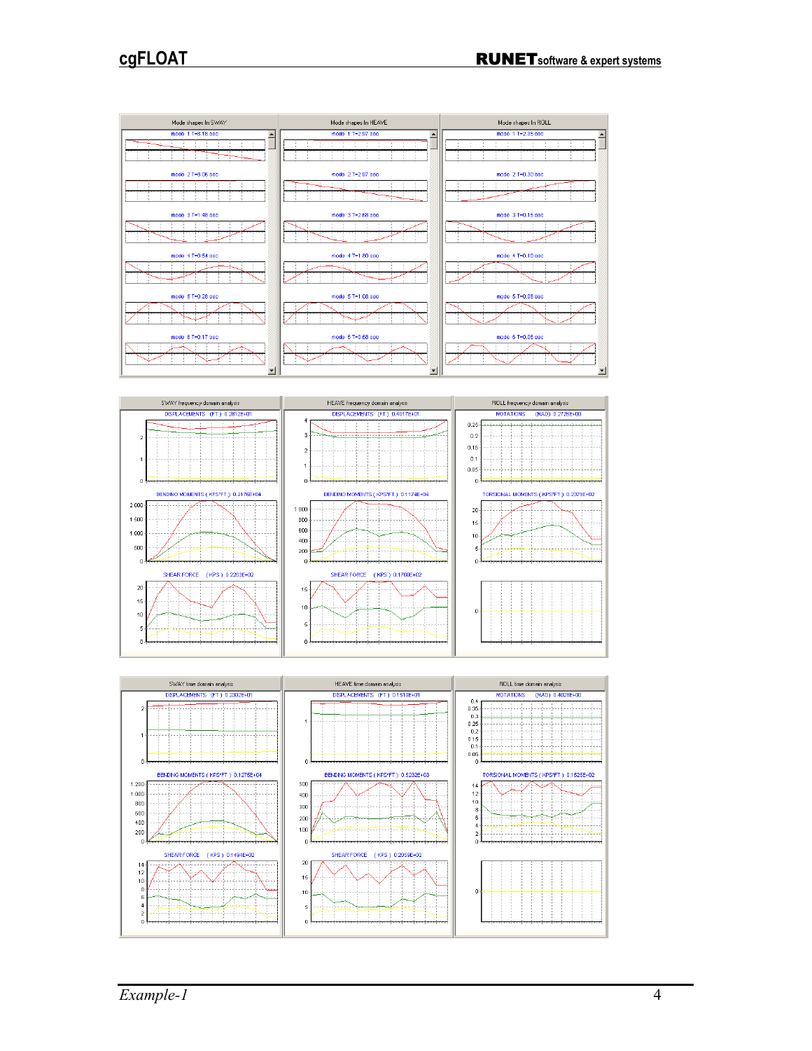Mode shapes in SWAY

mode 1 T=8.18 sec

mode 2 T=8.06 sec

mode 3 T=1.48 sec

mode 4 T=0.54 sec

mode 5 T=0.28 sec

mode 6 T=0.17 sec

Mode shapes in HEAVE

mode 1 T=2.97 sec

mode 2 T=2.97 sec

mode 3 T=2.68 sec

mode 4 T=1.80 sec

mode 5 T=1.08 sec

mode 6 T=0.68 sec

Mode shapes in ROLL

mode 1 T=2.35 sec

mode 2 T=0.30 sec

mode 3 T=0.15 sec

mode 4 T=0.10 sec

mode 5 T=0.08 sec

mode 6 T=0.06 sec

SWAY frequency domain analysis

DISPLACEMENTS (FT) 0.2812E+01

BENDING MOMENTS (KPS*FT) 0.2176E+04

SHEAR FORCE (KPS) 0.2293E+02

HEAVE frequency domain analysis

DISPLACEMENTS (FT) 0.4017E+01

BENDING MOMENTS (KPS*FT) 0.1174E+04

SHEAR FORCE (KPS) 0.1760E+02

ROLL frequency domain analysis

ROTATIONS (RAD) 0.2726E+00

TORSIONAL MOMENTS (KPS*FT) 0.2379E+02

SWAY time domain analysis

DISPLACEMENTS (FT) 0.2302E+01

BENDING MOMENTS (KPS*FT) 0.1275E+04

SHEAR FORCE (KPS) 0.1494E+02

HEAVE time domain analysis

DISPLACEMENTS (FT) 0.1519E+01

BENDING MOMENTS (KPS*FT) 0.5232E+03

SHEAR FORCE (KPS) 0.2059E+02

ROLL time domain analysis

ROTATIONS (RAD) 0.4028E+00

TORSIONAL MOMENTS (KPS*FT) 0.1525E+02